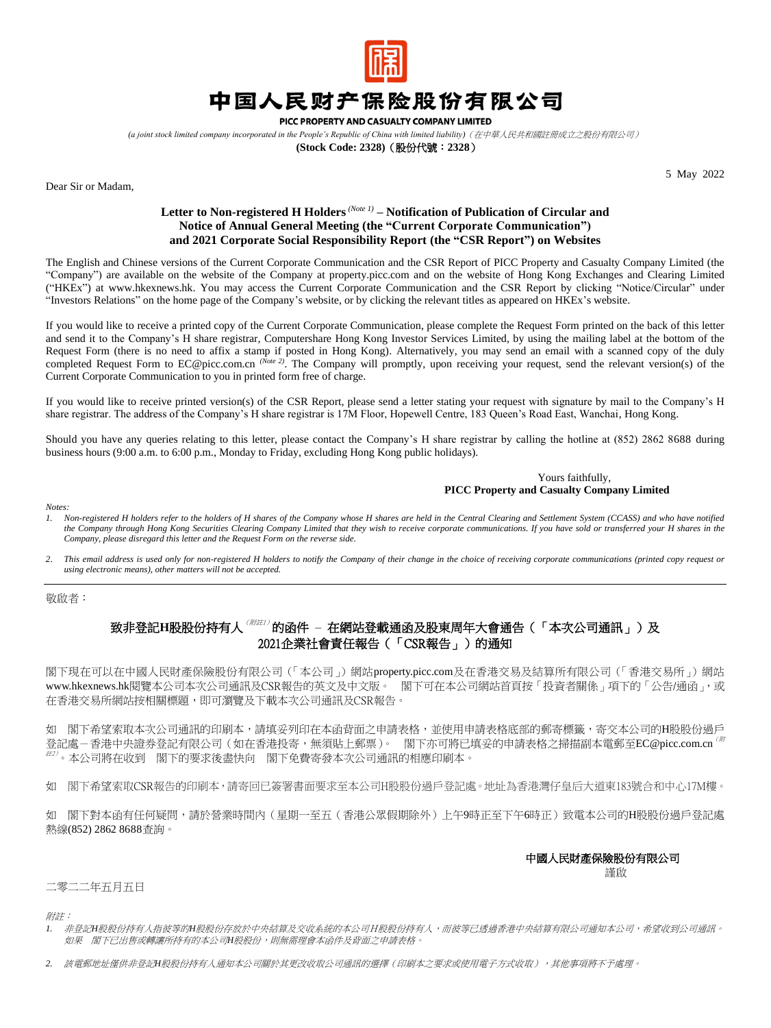# 中国人民财产保险股份有限公司

**PICC PROPERTY AND CASUALTY COMPANY LIMITED**

*(a joint stock limited company incorporated in the People's Republic of China with limited liability)（在中華人民共和國註冊成立之股份有限公司）*

**(Stock Code: 2328)（股份代號：2328）**

5 May 2022

Dear Sir or Madam,

**Letter to Non-registered H Holders** *(Note 1)* **– Notification of Publication of Circular and Notice of Annual General Meeting (the "Current Corporate Communication") and 2021 Corporate Social Responsibility Report (the "CSR Report") on Websites**

The English and Chinese versions of the Current Corporate Communication and the CSR Report of PICC Property and Casualty Company Limited (the "Company") are available on the website of the Company at property.picc.com and on the website of Hong Kong Exchanges and Clearing Limited ("HKEx") at www.hkexnews.hk. You may access the Current Corporate Communication and the CSR Report by clicking "Notice/Circular" under "Investors Relations" on the home page of the Company's website, or by clicking the relevant titles as appeared on HKEx's website.

If you would like to receive a printed copy of the Current Corporate Communication, please complete the Request Form printed on the back of this letter and send it to the Company's H share registrar, Computershare Hong Kong Investor Services Limited, by using the mailing label at the bottom of the Request Form (there is no need to affix a stamp if posted in Hong Kong). Alternatively, you may send an email with a scanned copy of the duly completed Request Form to EC@picc.com.cn *(Note 2)*. The Company will promptly, upon receiving your request, send the relevant version(s) of the Current Corporate Communication to you in printed form free of charge.

If you would like to receive printed version(s) of the CSR Report, please send a letter stating your request with signature by mail to the Company's H share registrar. The address of the Company's H share registrar is 17M Floor, Hopewell Centre, 183 Queen's Road East, Wanchai, Hong Kong.

Should you have any queries relating to this letter, please contact the Company's H share registrar by calling the hotline at (852) 2862 8688 during business hours (9:00 a.m. to 6:00 p.m., Monday to Friday, excluding Hong Kong public holidays).

Yours faithfully,
**PICC Property and Casualty Company Limited**

*Notes:*

1. *Non-registered H holders refer to the holders of H shares of the Company whose H shares are held in the Central Clearing and Settlement System (CCASS) and who have notified the Company through Hong Kong Securities Clearing Company Limited that they wish to receive corporate communications. If you have sold or transferred your H shares in the Company, please disregard this letter and the Request Form on the reverse side.*
2. *This email address is used only for non-registered H holders to notify the Company of their change in the choice of receiving corporate communications (printed copy request or using electronic means), other matters will not be accepted.*

---

敬啟者：

**致非登記H股股份持有人**（附註1）**的函件 – 在網站登載通函及股東周年大會通告（「本次公司通訊」）及2021企業社會責任報告（「CSR報告」）的通知**

閣下現在可以在中國人民財產保險股份有限公司（「本公司」）網站property.picc.com及在香港交易及結算所有限公司（「香港交易所」）網站www.hkexnews.hk閱覽本公司本次公司通訊及CSR報告的英文及中文版。 閣下可在本公司網站首頁按「投資者關係」項下的「公告/通函」，或在香港交易所網站按相關標題，即可瀏覽及下載本次公司通訊及CSR報告。

如 閣下希望索取本次公司通訊的印刷本，請填妥列印在本函背面之申請表格，並使用申請表格底部的郵寄標籤，寄交本公司的H股股份過戶登記處－香港中央證券登記有限公司（如在香港投寄，無須貼上郵票）。 閣下亦可將已填妥的申請表格之掃描副本電郵至EC@picc.com.cn（附註2）。本公司將在收到 閣下的要求後盡快向 閣下免費寄發本次公司通訊的相應印刷本。

如 閣下希望索取CSR報告的印刷本，請寄回已簽署書面要求至本公司H股股份過戶登記處。地址為香港灣仔皇后大道東183號合和中心17M樓。

如 閣下對本函有任何疑問，請於營業時間內（星期一至五（香港公眾假期除外）上午9時正至下午6時正）致電本公司的H股股份過戶登記處熱線(852) 2862 8688查詢。

**中國人民財產保險股份有限公司**
謹啟

二零二二年五月五日

*附註：*

1. *非登記H股股份持有人指彼等的H股股份存放於中央結算及交收系統的本公司H股股份持有人，而彼等已透過香港中央結算有限公司通知本公司，希望收到公司通訊。如果 閣下已出售或轉讓所持有的本公司H股股份，則無需理會本函件及背面之申請表格。*
2. *該電郵地址僅供非登記H股股份持有人通知本公司關於其更改收取公司通訊的選擇（印刷本之要求或使用電子方式收取），其他事項將不予處理。*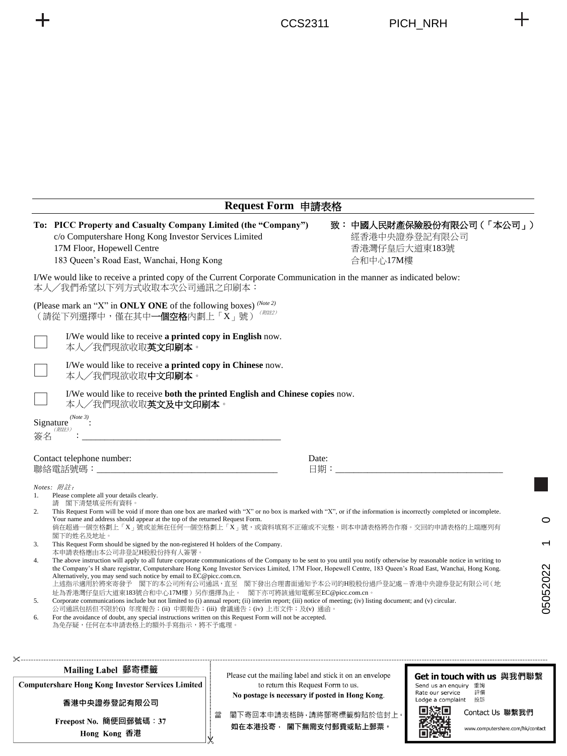## Request Form 申請表格

**To: PICC Property and Casualty Company Limited (the "Company")**
c/o Computershare Hong Kong Investor Services Limited
17M Floor, Hopewell Centre
183 Queen's Road East, Wanchai, Hong Kong

**致：中國人民財產保險股份有限公司（「本公司」）**
經香港中央證券登記有限公司
香港灣仔皇后大道東183號
合和中心17M樓

I/We would like to receive a printed copy of the Current Corporate Communication in the manner as indicated below:
本人／我們希望以下列方式收取本次公司通訊之印刷本：

(Please mark an "X" in **ONLY ONE** of the following boxes) *(Note 2)*
（請從下列選擇中，僅在其中**一個空格**內劃上「X」號）*（附註2）*

☐ I/We would like to receive **a printed copy in English** now.
本人／我們現欲收取**英文印刷本**。

☐ I/We would like to receive **a printed copy in Chinese** now.
本人／我們現欲收取**中文印刷本**。

☐ I/We would like to receive **both the printed English and Chinese copies** now.
本人／我們現欲收取**英文及中文印刷本**。

Signature *(Note 3)* :
簽名 *（附註3）* ：_______________________________________

Contact telephone number:
聯絡電話號碼：_______________________________________

Date:
日期：_______________________________________

*Notes: 附註：*

1. Please complete all your details clearly.
   請　閣下清楚填妥所有資料。
2. This Request Form will be void if more than one box are marked with "X" or no box is marked with "X", or if the information is incorrectly completed or incomplete. Your name and address should appear at the top of the returned Request Form.
   倘在超過一個空格劃上「X」號或並無在任何一個空格劃上「X」號，或資料填寫不正確或不完整，則本申請表格將告作廢。交回的申請表格的上端應列有閣下的姓名及地址。
3. This Request Form should be signed by the non-registered H holders of the Company.
   本申請表格應由本公司非登記H股股份持有人簽署。
4. The above instruction will apply to all future corporate communications of the Company to be sent to you until you notify otherwise by reasonable notice in writing to the Company's H share registrar, Computershare Hong Kong Investor Services Limited, 17M Floor, Hopewell Centre, 183 Queen's Road East, Wanchai, Hong Kong. Alternatively, you may send such notice by email to EC@picc.com.cn.
   上述指示適用於將來寄發予　閣下的本公司所有公司通訊，直至　閣下發出合理書面通知予本公司的H股股份過戶登記處－香港中央證券登記有限公司（地址為香港灣仔皇后大道東183號合和中心17M樓）另作選擇為止。　閣下亦可將該通知電郵至EC@picc.com.cn。
5. Corporate communications include but not limited to (i) annual report; (ii) interim report; (iii) notice of meeting; (iv) listing document; and (v) circular.
   公司通訊包括但不限於(i) 年度報告；(ii) 中期報告；(iii) 會議通告；(iv) 上市文件；及(v) 通函。
6. For the avoidance of doubt, any special instructions written on this Request Form will not be accepted.
   為免存疑，任何在本申請表格上的額外手寫指示，將不予處理。

---

**Mailing Label 郵寄標籤**

**Computershare Hong Kong Investor Services Limited**

**香港中央證券登記有限公司**

**Freepost No. 簡便回郵號碼：37**

**Hong Kong 香港**

Please cut the mailing label and stick it on an envelope to return this Request Form to us.
**No postage is necessary if posted in Hong Kong**.

當　閣下寄回本申請表格時，請將郵寄標籤剪貼於信封上。
**如在本港投寄，　閣下無需支付郵費或貼上郵票。**

**Get in touch with us 與我們聯繫**
Send us an enquiry 查詢
Rate our service 評價
Lodge a complaint 投訴
Contact Us 聯繫我們
www.computershare.com/hk/contact